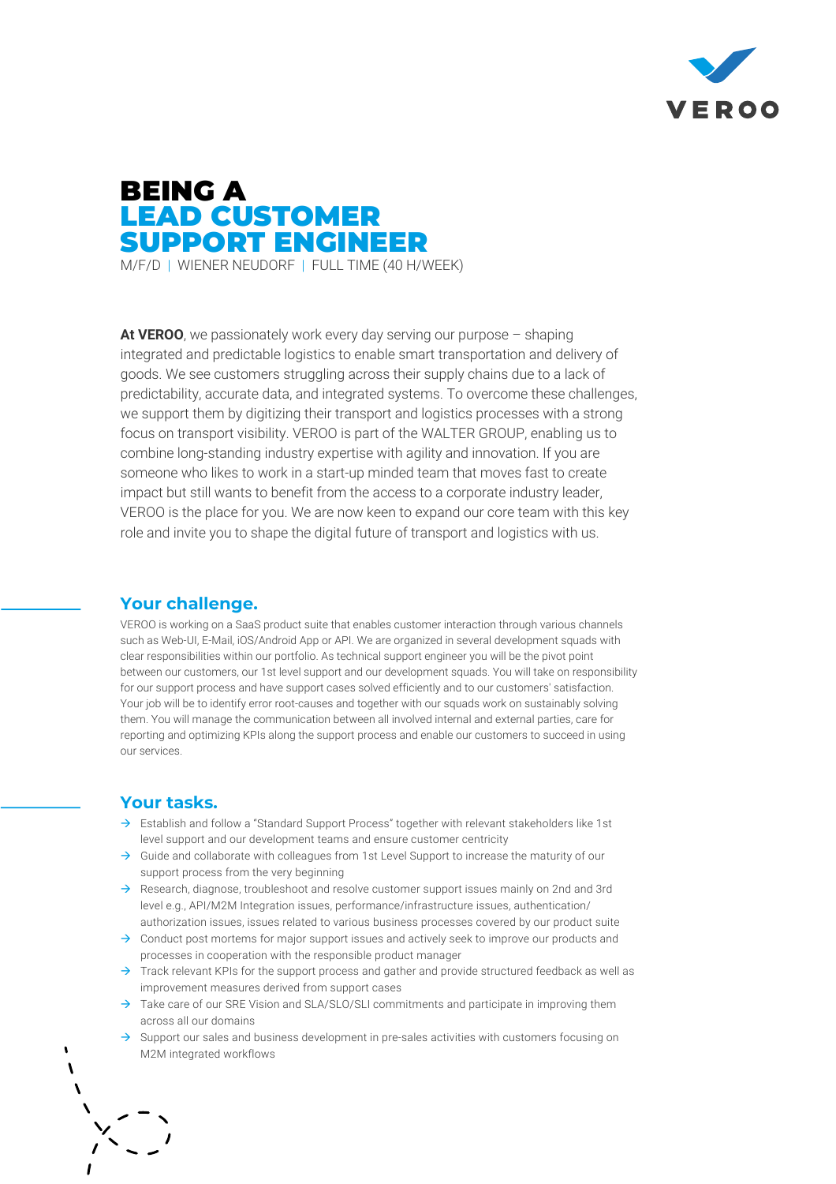VEROO

# BEING A LEAD CUSTOMER SUPPORT ENGINEER

M/F/D | WIENER NEUDORF | FULL TIME (40 H/WEEK)

**At VEROO**, we passionately work every day serving our purpose – shaping integrated and predictable logistics to enable smart transportation and delivery of goods. We see customers struggling across their supply chains due to a lack of predictability, accurate data, and integrated systems. To overcome these challenges, we support them by digitizing their transport and logistics processes with a strong focus on transport visibility. VEROO is part of the WALTER GROUP, enabling us to combine long-standing industry expertise with agility and innovation. If you are someone who likes to work in a start-up minded team that moves fast to create impact but still wants to benefit from the access to a corporate industry leader, VEROO is the place for you. We are now keen to expand our core team with this key role and invite you to shape the digital future of transport and logistics with us.

## Your challenge.

VEROO is working on a SaaS product suite that enables customer interaction through various channels such as Web-UI, E-Mail, iOS/Android App or API. We are organized in several development squads with clear responsibilities within our portfolio. As technical support engineer you will be the pivot point between our customers, our 1st level support and our development squads. You will take on responsibility for our support process and have support cases solved efficiently and to our customers' satisfaction. Your job will be to identify error root-causes and together with our squads work on sustainably solving them. You will manage the communication between all involved internal and external parties, care for reporting and optimizing KPIs along the support process and enable our customers to succeed in using our services.

## Your tasks.

- Establish and follow a "Standard Support Process" together with relevant stakeholders like 1st level support and our development teams and ensure customer centricity
- Guide and collaborate with colleagues from 1st Level Support to increase the maturity of our support process from the very beginning
- Research, diagnose, troubleshoot and resolve customer support issues mainly on 2nd and 3rd level e.g., API/M2M Integration issues, performance/infrastructure issues, authentication/ authorization issues, issues related to various business processes covered by our product suite
- Conduct post mortems for major support issues and actively seek to improve our products and processes in cooperation with the responsible product manager
- Track relevant KPIs for the support process and gather and provide structured feedback as well as improvement measures derived from support cases
- Take care of our SRE Vision and SLA/SLO/SLI commitments and participate in improving them across all our domains
- Support our sales and business development in pre-sales activities with customers focusing on M2M integrated workflows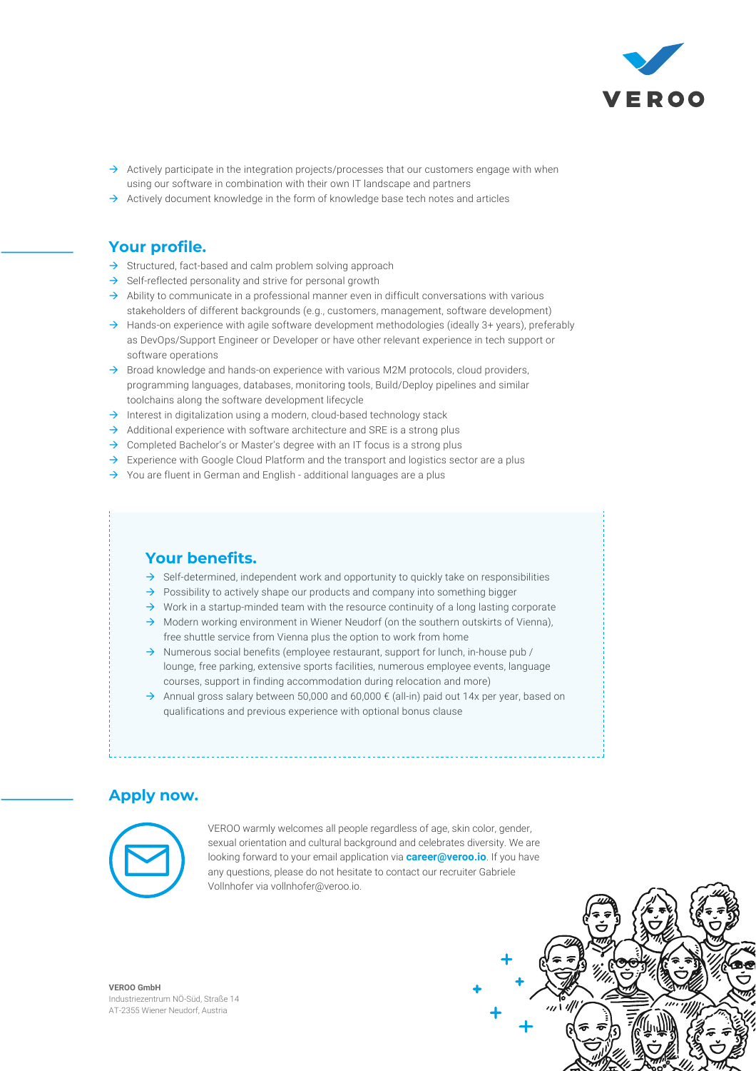- Actively participate in the integration projects/processes that our customers engage with when using our software in combination with their own IT landscape and partners
- Actively document knowledge in the form of knowledge base tech notes and articles

## Your profile.

- Structured, fact-based and calm problem solving approach
- Self-reflected personality and strive for personal growth
- Ability to communicate in a professional manner even in difficult conversations with various stakeholders of different backgrounds (e.g., customers, management, software development)
- Hands-on experience with agile software development methodologies (ideally 3+ years), preferably as DevOps/Support Engineer or Developer or have other relevant experience in tech support or software operations
- Broad knowledge and hands-on experience with various M2M protocols, cloud providers, programming languages, databases, monitoring tools, Build/Deploy pipelines and similar toolchains along the software development lifecycle
- Interest in digitalization using a modern, cloud-based technology stack
- Additional experience with software architecture and SRE is a strong plus
- Completed Bachelor's or Master's degree with an IT focus is a strong plus
- Experience with Google Cloud Platform and the transport and logistics sector are a plus
- You are fluent in German and English - additional languages are a plus

## Your benefits.

- Self-determined, independent work and opportunity to quickly take on responsibilities
- Possibility to actively shape our products and company into something bigger
- Work in a startup-minded team with the resource continuity of a long lasting corporate
- Modern working environment in Wiener Neudorf (on the southern outskirts of Vienna), free shuttle service from Vienna plus the option to work from home
- Numerous social benefits (employee restaurant, support for lunch, in-house pub / lounge, free parking, extensive sports facilities, numerous employee events, language courses, support in finding accommodation during relocation and more)
- Annual gross salary between 50,000 and 60,000 € (all-in) paid out 14x per year, based on qualifications and previous experience with optional bonus clause

## Apply now.

VEROO warmly welcomes all people regardless of age, skin color, gender, sexual orientation and cultural background and celebrates diversity. We are looking forward to your email application via **career@veroo.io**. If you have any questions, please do not hesitate to contact our recruiter Gabriele Vollnhofer via vollnhofer@veroo.io.

**VEROO GmbH**
Industriezentrum NÖ-Süd, Straße 14
AT-2355 Wiener Neudorf, Austria